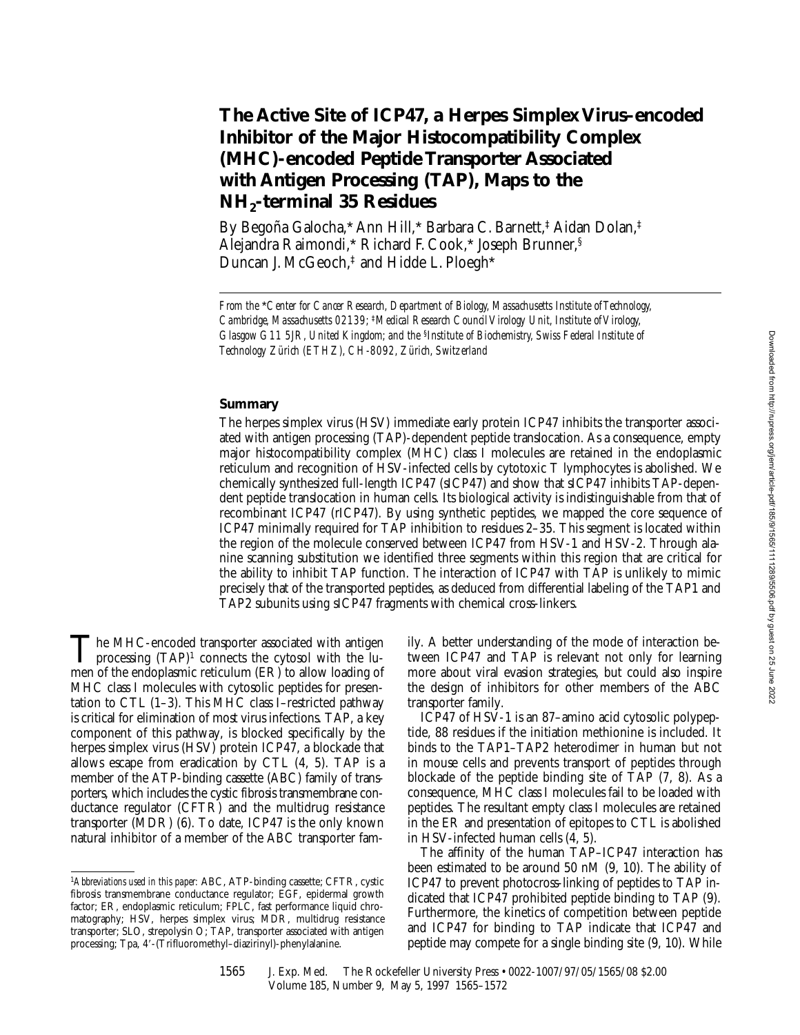# The Active Site of ICP47, a Herpes Simplex Virus–encoded Inhibitor of the Major Histocompatibility Complex (MHC)-encoded Peptide Transporter Associated with Antigen Processing (TAP), Maps to the $NH_2$-terminal 35 Residues

By Begoña Galocha,* Ann Hill,* Barbara C. Barnett,‡ Aidan Dolan,‡ Alejandra Raimondi,* Richard F. Cook,* Joseph Brunner,§ Duncan J. McGeoch,‡ and Hidde L. Ploegh*

*From the \*Center for Cancer Research, Department of Biology, Massachusetts Institute of Technology, Cambridge, Massachusetts 02139; ‡Medical Research Council Virology Unit, Institute of Virology, Glasgow G11 5JR, United Kingdom; and the §Institute of Biochemistry, Swiss Federal Institute of Technology Zürich (ETHZ), CH-8092, Zürich, Switzerland*

## Summary

The herpes simplex virus (HSV) immediate early protein ICP47 inhibits the transporter associated with antigen processing (TAP)-dependent peptide translocation. As a consequence, empty major histocompatibility complex (MHC) class I molecules are retained in the endoplasmic reticulum and recognition of HSV-infected cells by cytotoxic T lymphocytes is abolished. We chemically synthesized full-length ICP47 (sICP47) and show that sICP47 inhibits TAP-dependent peptide translocation in human cells. Its biological activity is indistinguishable from that of recombinant ICP47 (rICP47). By using synthetic peptides, we mapped the core sequence of ICP47 minimally required for TAP inhibition to residues 2–35. This segment is located within the region of the molecule conserved between ICP47 from HSV-1 and HSV-2. Through alanine scanning substitution we identified three segments within this region that are critical for the ability to inhibit TAP function. The interaction of ICP47 with TAP is unlikely to mimic precisely that of the transported peptides, as deduced from differential labeling of the TAP1 and TAP2 subunits using sICP47 fragments with chemical cross-linkers.

The MHC-encoded transporter associated with antigen processing (TAP)[1] connects the cytosol with the lumen of the endoplasmic reticulum (ER) to allow loading of MHC class I molecules with cytosolic peptides for presentation to CTL (1–3). This MHC class I–restricted pathway is critical for elimination of most virus infections. TAP, a key component of this pathway, is blocked specifically by the herpes simplex virus (HSV) protein ICP47, a blockade that allows escape from eradication by CTL (4, 5). TAP is a member of the ATP-binding cassette (ABC) family of transporters, which includes the cystic fibrosis transmembrane conductance regulator (CFTR) and the multidrug resistance transporter (MDR) (6). To date, ICP47 is the only known natural inhibitor of a member of the ABC transporter family. A better understanding of the mode of interaction between ICP47 and TAP is relevant not only for learning more about viral evasion strategies, but could also inspire the design of inhibitors for other members of the ABC transporter family.

ICP47 of HSV-1 is an 87–amino acid cytosolic polypeptide, 88 residues if the initiation methionine is included. It binds to the TAP1–TAP2 heterodimer in human but not in mouse cells and prevents transport of peptides through blockade of the peptide binding site of TAP (7, 8). As a consequence, MHC class I molecules fail to be loaded with peptides. The resultant empty class I molecules are retained in the ER and presentation of epitopes to CTL is abolished in HSV-infected human cells (4, 5).

The affinity of the human TAP–ICP47 interaction has been estimated to be around 50 nM (9, 10). The ability of ICP47 to prevent photocross-linking of peptides to TAP indicated that ICP47 prohibited peptide binding to TAP (9). Furthermore, the kinetics of competition between peptide and ICP47 for binding to TAP indicate that ICP47 and peptide may compete for a single binding site (9, 10). While

[1]*Abbreviations used in this paper:* ABC, ATP-binding cassette; CFTR, cystic fibrosis transmembrane conductance regulator; EGF, epidermal growth factor; ER, endoplasmic reticulum; FPLC, fast performance liquid chromatography; HSV, herpes simplex virus; MDR, multidrug resistance transporter; SLO, strepolysin O; TAP, transporter associated with antigen processing; Tpa, 4′-(Trifluoromethyl–diazirinyl)-phenylalanine.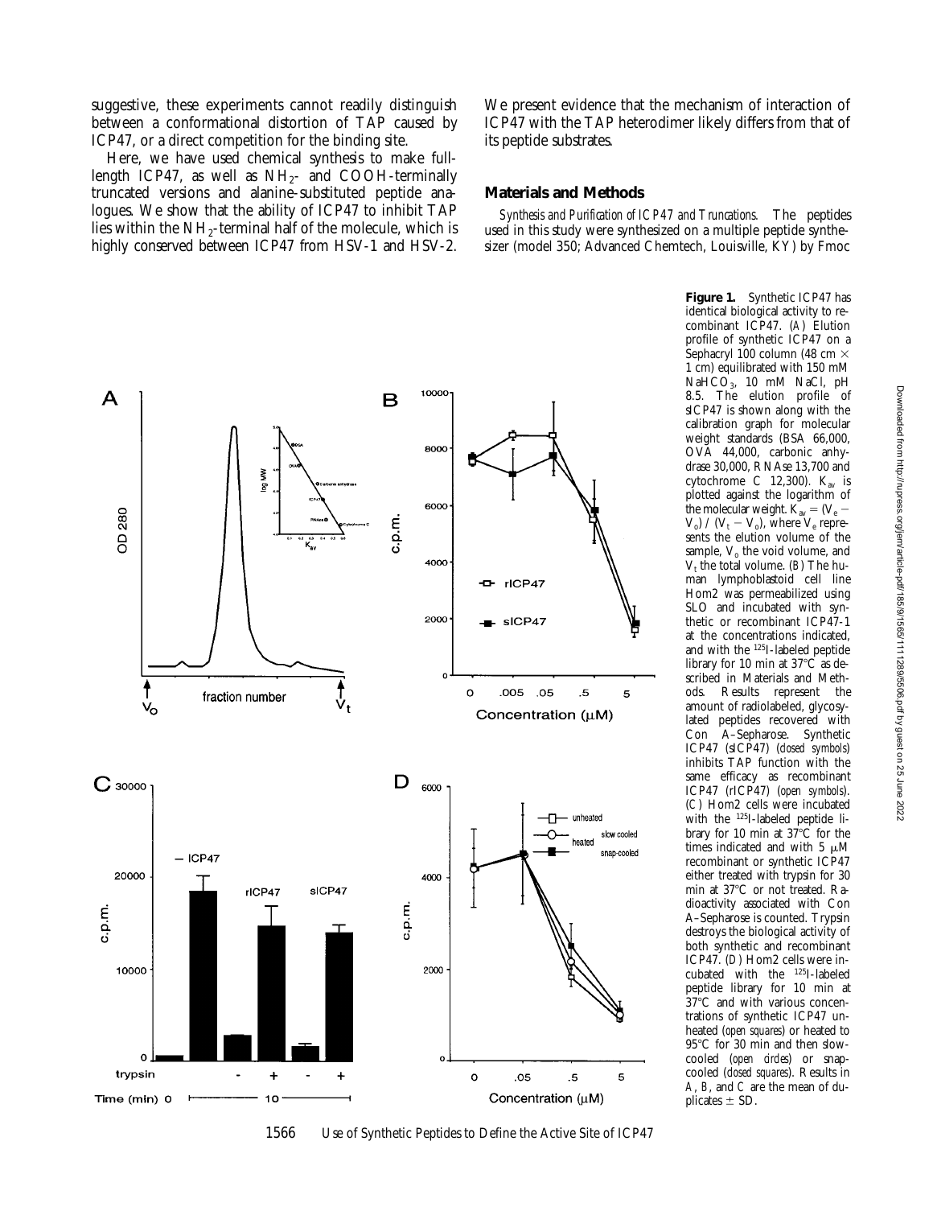suggestive, these experiments cannot readily distinguish between a conformational distortion of TAP caused by ICP47, or a direct competition for the binding site.

Here, we have used chemical synthesis to make full-length ICP47, as well as $NH_2$- and COOH-terminally truncated versions and alanine-substituted peptide analogues. We show that the ability of ICP47 to inhibit TAP lies within the $NH_2$-terminal half of the molecule, which is highly conserved between ICP47 from HSV-1 and HSV-2. We present evidence that the mechanism of interaction of ICP47 with the TAP heterodimer likely differs from that of its peptide substrates.

## Materials and Methods

*Synthesis and Purification of ICP47 and Truncations.* The peptides used in this study were synthesized on a multiple peptide synthesizer (model 350; Advanced Chemtech, Louisville, KY) by Fmoc

**Figure 1.** Synthetic ICP47 has identical biological activity to recombinant ICP47. (*A*) Elution profile of synthetic ICP47 on a Sephacryl 100 column (48 cm × 1 cm) equilibrated with 150 mM $NaHCO_3$, 10 mM NaCl, pH 8.5. The elution profile of sICP47 is shown along with the calibration graph for molecular weight standards (BSA 66,000, OVA 44,000, carbonic anhydrase 30,000, RNAse 13,700 and cytochrome C 12,300). $K_{av}$ is plotted against the logarithm of the molecular weight. $K_{av} = (V_e - V_o) / (V_t - V_o)$, where $V_e$ represents the elution volume of the sample, $V_o$ the void volume, and $V_t$ the total volume. (*B*) The human lymphoblastoid cell line Hom2 was permeabilized using SLO and incubated with synthetic or recombinant ICP47-1 at the concentrations indicated, and with the $^{125}$I-labeled peptide library for 10 min at 37°C as described in Materials and Methods. Results represent the amount of radiolabeled, glycosylated peptides recovered with Con A–Sepharose. Synthetic ICP47 (sICP47) (*closed symbols*) inhibits TAP function with the same efficacy as recombinant ICP47 (rICP47) (*open symbols*). (*C*) Hom2 cells were incubated with the $^{125}$I-labeled peptide library for 10 min at 37°C for the times indicated and with 5 μM recombinant or synthetic ICP47 either treated with trypsin for 30 min at 37°C or not treated. Radioactivity associated with Con A–Sepharose is counted. Trypsin destroys the biological activity of both synthetic and recombinant ICP47. (*D*) Hom2 cells were incubated with the $^{125}$I-labeled peptide library for 10 min at 37°C and with various concentrations of synthetic ICP47 unheated (*open squares*) or heated to 95°C for 30 min and then slow-cooled (*open circles*) or snap-cooled (*closed squares*). Results in *A*, *B*, and *C* are the mean of duplicates ± SD.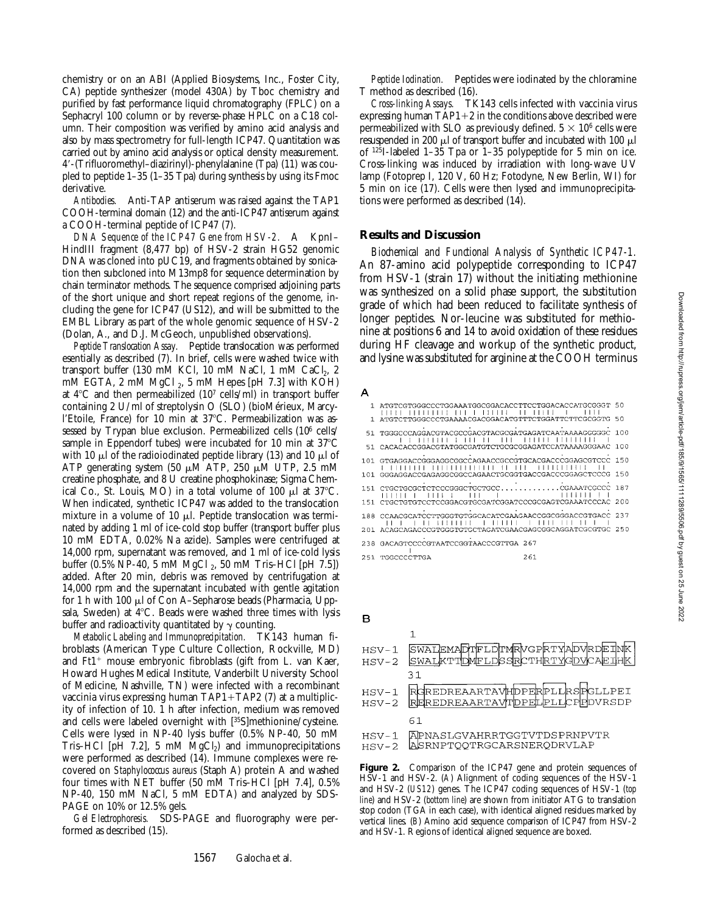chemistry or on an ABI (Applied Biosystems, Inc., Foster City, CA) peptide synthesizer (model 430A) by Tboc chemistry and purified by fast performance liquid chromatography (FPLC) on a Sephacryl 100 column or by reverse-phase HPLC on a C18 column. Their composition was verified by amino acid analysis and also by mass spectrometry for full-length ICP47. Quantitation was carried out by amino acid analysis or optical density measurement. 4′-(Trifluoromethyl–diazirinyl)-phenylalanine (Tpa) (11) was coupled to peptide 1–35 (1–35 Tpa) during synthesis by using its Fmoc derivative.

*Antibodies.* Anti-TAP antiserum was raised against the TAP1 COOH-terminal domain (12) and the anti-ICP47 antiserum against a COOH-terminal peptide of ICP47 (7).

*DNA Sequence of the ICP47 Gene from HSV-2.* A KpnI–HindIII fragment (8,477 bp) of HSV-2 strain HG52 genomic DNA was cloned into pUC19, and fragments obtained by sonication then subcloned into M13mp8 for sequence determination by chain terminator methods. The sequence comprised adjoining parts of the short unique and short repeat regions of the genome, including the gene for ICP47 (US12), and will be submitted to the EMBL Library as part of the whole genomic sequence of HSV-2 (Dolan, A., and D.J. McGeoch, unpublished observations).

*Peptide Translocation Assay.* Peptide translocation was performed essentially as described (7). In brief, cells were washed twice with transport buffer (130 mM KCl, 10 mM NaCl, 1 mM $CaCl_2$, 2 mM EGTA, 2 mM $MgCl_2$, 5 mM Hepes [pH 7.3] with KOH) at 4°C and then permeabilized ($10^7$ cells/ml) in transport buffer containing 2 U/ml of streptolysin O (SLO) (bioMérieux, Marcy-l'Etoile, France) for 10 min at 37°C. Permeabilization was assessed by Trypan blue exclusion. Permeabilized cells ($10^6$ cells/sample in Eppendorf tubes) were incubated for 10 min at 37°C with 10 μl of the radioiodinated peptide library (13) and 10 μl of ATP generating system (50 μM ATP, 250 μM UTP, 2.5 mM creatine phosphate, and 8 U creatine phosphokinase; Sigma Chemical Co., St. Louis, MO) in a total volume of 100 μl at 37°C. When indicated, synthetic ICP47 was added to the translocation mixture in a volume of 10 μl. Peptide translocation was terminated by adding 1 ml of ice-cold stop buffer (transport buffer plus 10 mM EDTA, 0.02% Na azide). Samples were centrifuged at 14,000 rpm, supernatant was removed, and 1 ml of ice-cold lysis buffer (0.5% NP-40, 5 mM $MgCl_2$, 50 mM Tris-HCl [pH 7.5]) added. After 20 min, debris was removed by centrifugation at 14,000 rpm and the supernatant incubated with gentle agitation for 1 h with 100 μl of Con A–Sepharose beads (Pharmacia, Uppsala, Sweden) at 4°C. Beads were washed three times with lysis buffer and radioactivity quantitated by γ counting.

*Metabolic Labeling and Immunoprecipitation.* TK143 human fibroblasts (American Type Culture Collection, Rockville, MD) and $Ft1^+$ mouse embryonic fibroblasts (gift from L. van Kaer, Howard Hughes Medical Institute, Vanderbilt University School of Medicine, Nashville, TN) were infected with a recombinant vaccinia virus expressing human TAP1+TAP2 (7) at a multiplicity of infection of 10. 1 h after infection, medium was removed and cells were labeled overnight with [$^{35}$S]methionine/cysteine. Cells were lysed in NP-40 lysis buffer (0.5% NP-40, 50 mM Tris-HCl [pH 7.2], 5 mM $MgCl_2$) and immunoprecipitations were performed as described (14). Immune complexes were recovered on *Staphylococcus aureus* (Staph A) protein A and washed four times with NET buffer (50 mM Tris-HCl [pH 7.4], 0.5% NP-40, 150 mM NaCl, 5 mM EDTA) and analyzed by SDS-PAGE on 10% or 12.5% gels.

*Gel Electrophoresis.* SDS-PAGE and fluorography were performed as described (15).

*Peptide Iodination.* Peptides were iodinated by the chloramine T method as described (16).

*Cross-linking Assays.* TK143 cells infected with vaccinia virus expressing human TAP1+2 in the conditions above described were permeabilized with SLO as previously defined. $5 \times 10^6$ cells were resuspended in 200 μl of transport buffer and incubated with 100 μl of $^{125}$I-labeled 1–35 Tpa or 1–35 polypeptide for 5 min on ice. Cross-linking was induced by irradiation with long-wave UV lamp (Fotoprep I, 120 V, 60 Hz; Fotodyne, New Berlin, WI) for 5 min on ice (17). Cells were then lysed and immunoprecipitations were performed as described (14).

## Results and Discussion

*Biochemical and Functional Analysis of Synthetic ICP47-1.* An 87-amino acid polypeptide corresponding to ICP47 from HSV-1 (strain 17) without the initiating methionine was synthesized on a solid phase support, the substitution grade of which had been reduced to facilitate synthesis of longer peptides. Nor-leucine was substituted for methionine at positions 6 and 14 to avoid oxidation of these residues during HF cleavage and workup of the synthetic product, and lysine was substituted for arginine at the COOH terminus

**A**

```
  1 ATGTCGTGGGCCCTGGAAATGGCGGACACCTTCCTGGACACCATGCGGGT  50
  1 ATGTCTTGGGCCCTGAAAACGACGGACATGTTTCTGGATTCTTCGCGGTG  50

 51 TGGGCCCAGGACGTACGCCGACGTACGCGATGAGATCAATAAAAGGGGGC 100
 51 CACACACCGGACGTATGGCGATGTCTGCGCGGAGATCCATAAAAGGGAAC 100

101 GTGAGGACCGGGAGGCGGCCAGAACCGCCGTGCACGACCCGGAGCGTCCC 150
101 GGGAGGACCGAGAGGCGGCCAGAACTGCGGTGACCGACCCGGAGCTCCCG 150

151 CTGCTGCGCTCTCCCGGGCTGCTGCC...........CGAAATCGCCC 187
151 CTGCTGTGTCCTCCGGACGTGCGATCGGATCCCGCGAGTCGAAATCCCAC 200

188 CCAACGCATCCTTGGGTGTGGCACATCGAAGAACCGGCGGACCGTGACC 237
201 ACAGCAGACCCGTGGGTGTGCTAGATCGAACGAGCGGCAGGATCGCGTGC 250

238 GACAGTCCCCGTAATCCGGTAACCCGTTGA 267
251 TGGCCCCTTGA                    261
```

**B**

```
      1
HSV-1 SWALEMADTFLDTMRVGPRTYADVRDEINK
HSV-2 SWALKTTDMFLDSSRCTHRTYGDVCAEIHK
      31
HSV-1 RGREDREAARTAVHDPERPLLRSPGLLPEI
HSV-2 RPREDREAARTAVTDPELPLLCPPDVRSDP
      61
HSV-1 APNASLGVAHRRTGGTVTDSPRNPVTR
HSV-2 ASRNPTQQTRGCARSNERQDRVLAP
```

**Figure 2.** Comparison of the ICP47 gene and protein sequences of HSV-1 and HSV-2. (*A*) Alignment of coding sequences of the HSV-1 and HSV-2 (*US12*) genes. The ICP47 coding sequences of HSV-1 (*top line*) and HSV-2 (*bottom line*) are shown from initiator ATG to translation stop codon (TGA in each case), with identical aligned residues marked by vertical lines. (*B*) Amino acid sequence comparison of ICP47 from HSV-2 and HSV-1. Regions of identical aligned sequence are boxed.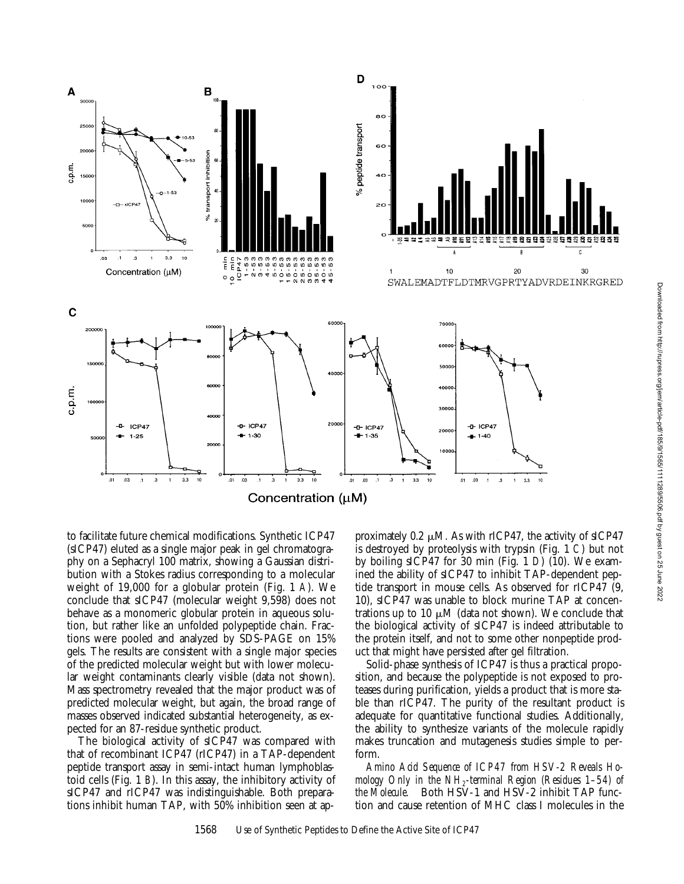to facilitate future chemical modifications. Synthetic ICP47 (sICP47) eluted as a single major peak in gel chromatography on a Sephacryl 100 matrix, showing a Gaussian distribution with a Stokes radius corresponding to a molecular weight of 19,000 for a globular protein (Fig. 1 *A*). We conclude that sICP47 (molecular weight 9,598) does not behave as a monomeric globular protein in aqueous solution, but rather like an unfolded polypeptide chain. Fractions were pooled and analyzed by SDS-PAGE on 15% gels. The results are consistent with a single major species of the predicted molecular weight but with lower molecular weight contaminants clearly visible (data not shown). Mass spectrometry revealed that the major product was of predicted molecular weight, but again, the broad range of masses observed indicated substantial heterogeneity, as expected for an 87-residue synthetic product.

The biological activity of sICP47 was compared with that of recombinant ICP47 (rICP47) in a TAP-dependent peptide transport assay in semi-intact human lymphoblastoid cells (Fig. 1 *B*). In this assay, the inhibitory activity of sICP47 and rICP47 was indistinguishable. Both preparations inhibit human TAP, with 50% inhibition seen at approximately 0.2 μM. As with rICP47, the activity of sICP47 is destroyed by proteolysis with trypsin (Fig. 1 *C*) but not by boiling sICP47 for 30 min (Fig. 1 *D*) (10). We examined the ability of sICP47 to inhibit TAP-dependent peptide transport in mouse cells. As observed for rICP47 (9, 10), sICP47 was unable to block murine TAP at concentrations up to 10 μM (data not shown). We conclude that the biological activity of sICP47 is indeed attributable to the protein itself, and not to some other nonpeptide product that might have persisted after gel filtration.

Solid-phase synthesis of ICP47 is thus a practical proposition, and because the polypeptide is not exposed to proteases during purification, yields a product that is more stable than rICP47. The purity of the resultant product is adequate for quantitative functional studies. Additionally, the ability to synthesize variants of the molecule rapidly makes truncation and mutagenesis studies simple to perform.

*Amino Acid Sequence of ICP47 from HSV-2 Reveals Homology Only in the $NH_2$-terminal Region (Residues 1–54) of the Molecule.* Both HSV-1 and HSV-2 inhibit TAP function and cause retention of MHC class I molecules in the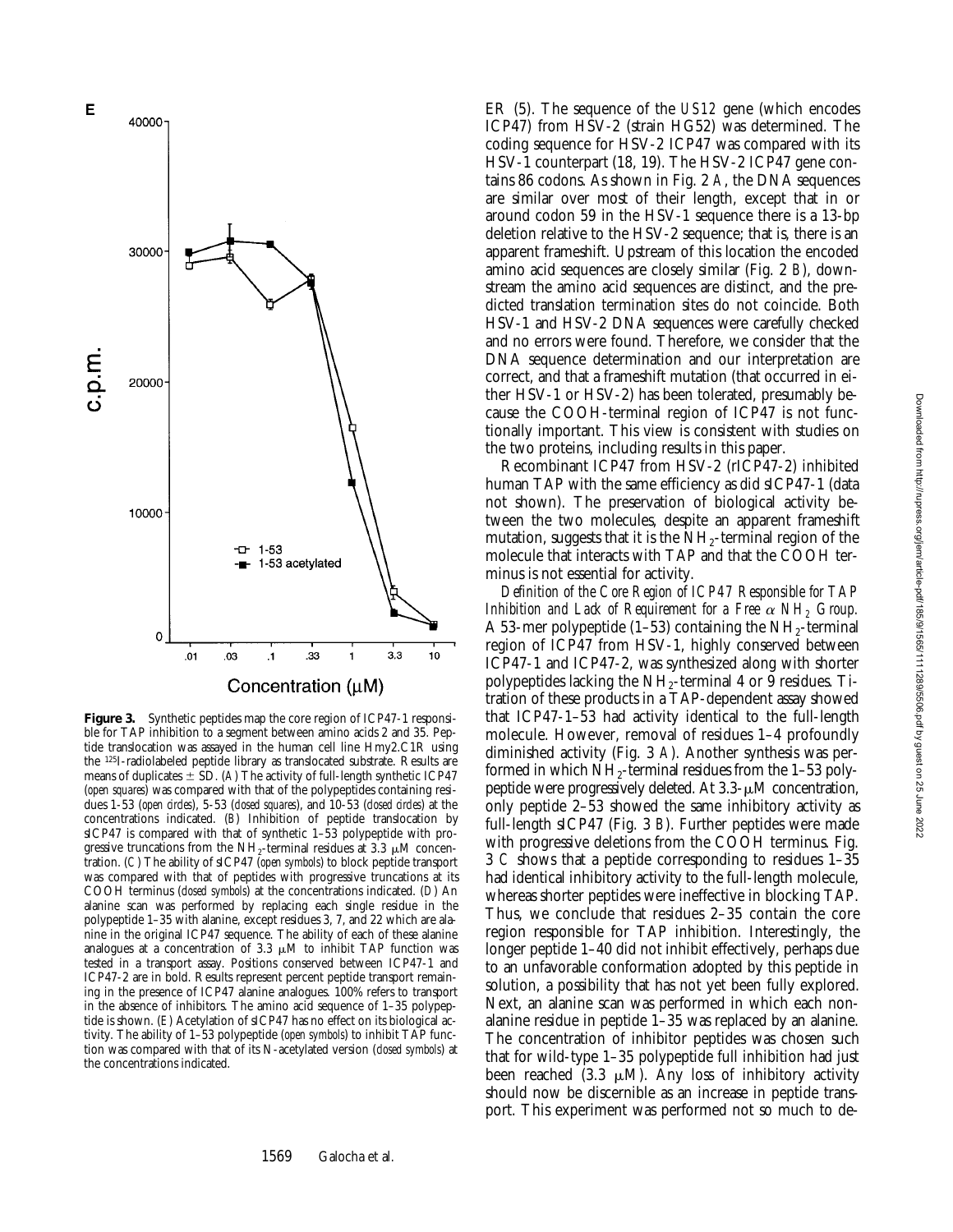**Figure 3.** Synthetic peptides map the core region of ICP47-1 responsible for TAP inhibition to a segment between amino acids 2 and 35. Peptide translocation was assayed in the human cell line Hmy2.C1R using the $^{125}$I-radiolabeled peptide library as translocated substrate. Results are means of duplicates ± SD. (*A*) The activity of full-length synthetic ICP47 (*open squares*) was compared with that of the polypeptides containing residues 1-53 (*open circles*), 5-53 (*closed squares*), and 10-53 (*closed circles*) at the concentrations indicated. (*B*) Inhibition of peptide translocation by sICP47 is compared with that of synthetic 1–53 polypeptide with progressive truncations from the $NH_2$-terminal residues at 3.3 μM concentration. (*C*) The ability of sICP47 (*open symbols*) to block peptide transport was compared with that of peptides with progressive truncations at its COOH terminus (*closed symbols*) at the concentrations indicated. (*D*) An alanine scan was performed by replacing each single residue in the polypeptide 1–35 with alanine, except residues 3, 7, and 22 which are alanine in the original ICP47 sequence. The ability of each of these alanine analogues at a concentration of 3.3 μM to inhibit TAP function was tested in a transport assay. Positions conserved between ICP47-1 and ICP47-2 are in bold. Results represent percent peptide transport remaining in the presence of ICP47 alanine analogues. 100% refers to transport in the absence of inhibitors. The amino acid sequence of 1–35 polypeptide is shown. (*E*) Acetylation of sICP47 has no effect on its biological activity. The ability of 1–53 polypeptide (*open symbols*) to inhibit TAP function was compared with that of its N-acetylated version (*closed symbols*) at the concentrations indicated.

ER (5). The sequence of the *US12* gene (which encodes ICP47) from HSV-2 (strain HG52) was determined. The coding sequence for HSV-2 ICP47 was compared with its HSV-1 counterpart (18, 19). The HSV-2 ICP47 gene contains 86 codons. As shown in Fig. 2 *A*, the DNA sequences are similar over most of their length, except that in or around codon 59 in the HSV-1 sequence there is a 13-bp deletion relative to the HSV-2 sequence; that is, there is an apparent frameshift. Upstream of this location the encoded amino acid sequences are closely similar (Fig. 2 *B*), downstream the amino acid sequences are distinct, and the predicted translation termination sites do not coincide. Both HSV-1 and HSV-2 DNA sequences were carefully checked and no errors were found. Therefore, we consider that the DNA sequence determination and our interpretation are correct, and that a frameshift mutation (that occurred in either HSV-1 or HSV-2) has been tolerated, presumably because the COOH-terminal region of ICP47 is not functionally important. This view is consistent with studies on the two proteins, including results in this paper.

Recombinant ICP47 from HSV-2 (rICP47-2) inhibited human TAP with the same efficiency as did sICP47-1 (data not shown). The preservation of biological activity between the two molecules, despite an apparent frameshift mutation, suggests that it is the $NH_2$-terminal region of the molecule that interacts with TAP and that the COOH terminus is not essential for activity.

*Definition of the Core Region of ICP47 Responsible for TAP Inhibition and Lack of Requirement for a Free α $NH_2$ Group.* A 53-mer polypeptide (1–53) containing the $NH_2$-terminal region of ICP47 from HSV-1, highly conserved between ICP47-1 and ICP47-2, was synthesized along with shorter polypeptides lacking the $NH_2$-terminal 4 or 9 residues. Titration of these products in a TAP-dependent assay showed that ICP47-1–53 had activity identical to the full-length molecule. However, removal of residues 1–4 profoundly diminished activity (Fig. 3 *A*). Another synthesis was performed in which $NH_2$-terminal residues from the 1–53 polypeptide were progressively deleted. At 3.3-μM concentration, only peptide 2–53 showed the same inhibitory activity as full-length sICP47 (Fig. 3 *B*). Further peptides were made with progressive deletions from the COOH terminus. Fig. 3 *C* shows that a peptide corresponding to residues 1–35 had identical inhibitory activity to the full-length molecule, whereas shorter peptides were ineffective in blocking TAP. Thus, we conclude that residues 2–35 contain the core region responsible for TAP inhibition. Interestingly, the longer peptide 1–40 did not inhibit effectively, perhaps due to an unfavorable conformation adopted by this peptide in solution, a possibility that has not yet been fully explored. Next, an alanine scan was performed in which each nonalanine residue in peptide 1–35 was replaced by an alanine. The concentration of inhibitor peptides was chosen such that for wild-type 1–35 polypeptide full inhibition had just been reached (3.3 μM). Any loss of inhibitory activity should now be discernible as an increase in peptide transport. This experiment was performed not so much to de-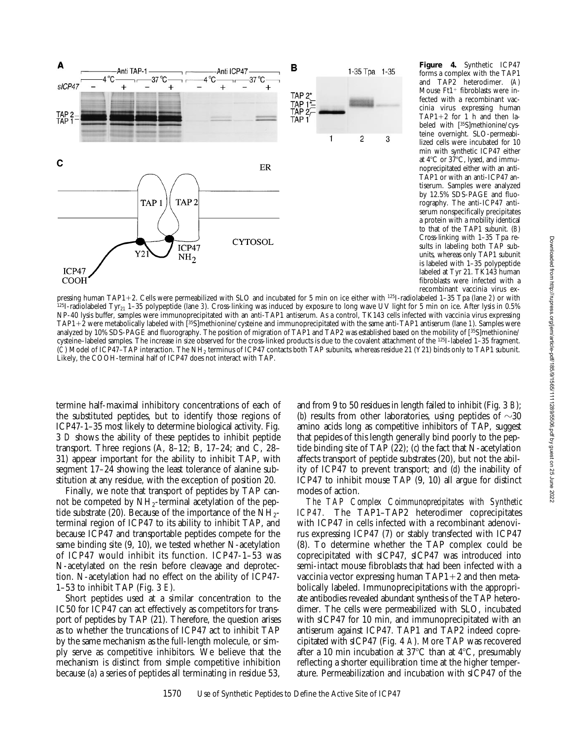**Figure 4.** Synthetic ICP47 forms a complex with the TAP1 and TAP2 heterodimer. (A) Mouse Ft1+ fibroblasts were infected with a recombinant vaccinia virus expressing human TAP1+2 for 1 h and then labeled with [35S]methionine/cysteine overnight. SLO-permeabilized cells were incubated for 10 min with synthetic ICP47 either at 4°C or 37°C, lysed, and immunoprecipitated either with an anti-TAP1 or with an anti-ICP47 antiserum. Samples were analyzed by 12.5% SDS-PAGE and fluorography. The anti-ICP47 antiserum nonspecifically precipitates a protein with a mobility identical to that of the TAP1 subunit. (B) Cross-linking with 1–35 Tpa results in labeling both TAP subunits, whereas only TAP1 subunit is labeled with 1–35 polypeptide labeled at Tyr 21. TK143 human fibroblasts were infected with a recombinant vaccinia virus expressing human TAP1+2. Cells were permeabilized with SLO and incubated for 5 min on ice either with 125I-radiolabeled 1–35 Tpa (lane 2) or with 125I-radiolabeled $Tyr_{21}$ 1–35 polypeptide (lane 3). Cross-linking was induced by exposure to long wave UV light for 5 min on ice. After lysis in 0.5% NP-40 lysis buffer, samples were immunoprecipitated with an anti-TAP1 antiserum. As a control, TK143 cells infected with vaccinia virus expressing TAP1+2 were metabolically labeled with [35S]methionine/cysteine and immunoprecipitated with the same anti-TAP1 antiserum (lane 1). Samples were analyzed by 10% SDS-PAGE and fluorography. The position of migration of TAP1 and TAP2 was established based on the mobility of [35S]methionine/cysteine–labeled samples. The increase in size observed for the cross-linked products is due to the covalent attachment of the 125I-labeled 1–35 fragment. (C) Model of ICP47–TAP interaction. The $NH_2$ terminus of ICP47 contacts both TAP subunits, whereas residue 21 (Y21) binds only to TAP1 subunit. Likely, the COOH-terminal half of ICP47 does not interact with TAP.

termine half-maximal inhibitory concentrations of each of the substituted peptides, but to identify those regions of ICP47-1–35 most likely to determine biological activity. Fig. 3 D shows the ability of these peptides to inhibit peptide transport. Three regions (A, 8–12; B, 17–24; and C, 28–31) appear important for the ability to inhibit TAP, with segment 17–24 showing the least tolerance of alanine substitution at any residue, with the exception of position 20.

Finally, we note that transport of peptides by TAP cannot be competed by $NH_2$-terminal acetylation of the peptide substrate (20). Because of the importance of the $NH_2$-terminal region of ICP47 to its ability to inhibit TAP, and because ICP47 and transportable peptides compete for the same binding site (9, 10), we tested whether N-acetylation of ICP47 would inhibit its function. ICP47-1–53 was N-acetylated on the resin before cleavage and deprotection. N-acetylation had no effect on the ability of ICP47-1–53 to inhibit TAP (Fig. 3 E).

Short peptides used at a similar concentration to the IC50 for ICP47 can act effectively as competitors for transport of peptides by TAP (21). Therefore, the question arises as to whether the truncations of ICP47 act to inhibit TAP by the same mechanism as the full-length molecule, or simply serve as competitive inhibitors. We believe that the mechanism is distinct from simple competitive inhibition because (a) a series of peptides all terminating in residue 53, and from 9 to 50 residues in length failed to inhibit (Fig. 3 B); (b) results from other laboratories, using peptides of ~30 amino acids long as competitive inhibitors of TAP, suggest that pepides of this length generally bind poorly to the peptide binding site of TAP (22); (c) the fact that N-acetylation affects transport of peptide substrates (20), but not the ability of ICP47 to prevent transport; and (d) the inability of ICP47 to inhibit mouse TAP (9, 10) all argue for distinct modes of action.

*The TAP Complex Coimmunoprecipitates with Synthetic ICP47.* The TAP1–TAP2 heterodimer coprecipitates with ICP47 in cells infected with a recombinant adenovirus expressing ICP47 (7) or stably transfected with ICP47 (8). To determine whether the TAP complex could be coprecipitated with sICP47, sICP47 was introduced into semi-intact mouse fibroblasts that had been infected with a vaccinia vector expressing human TAP1+2 and then metabolically labeled. Immunoprecipitations with the appropriate antibodies revealed abundant synthesis of the TAP heterodimer. The cells were permeabilized with SLO, incubated with sICP47 for 10 min, and immunoprecipitated with an antiserum against ICP47. TAP1 and TAP2 indeed coprecipitated with sICP47 (Fig. 4 A). More TAP was recovered after a 10 min incubation at 37°C than at 4°C, presumably reflecting a shorter equilibration time at the higher temperature. Permeabilization and incubation with sICP47 of the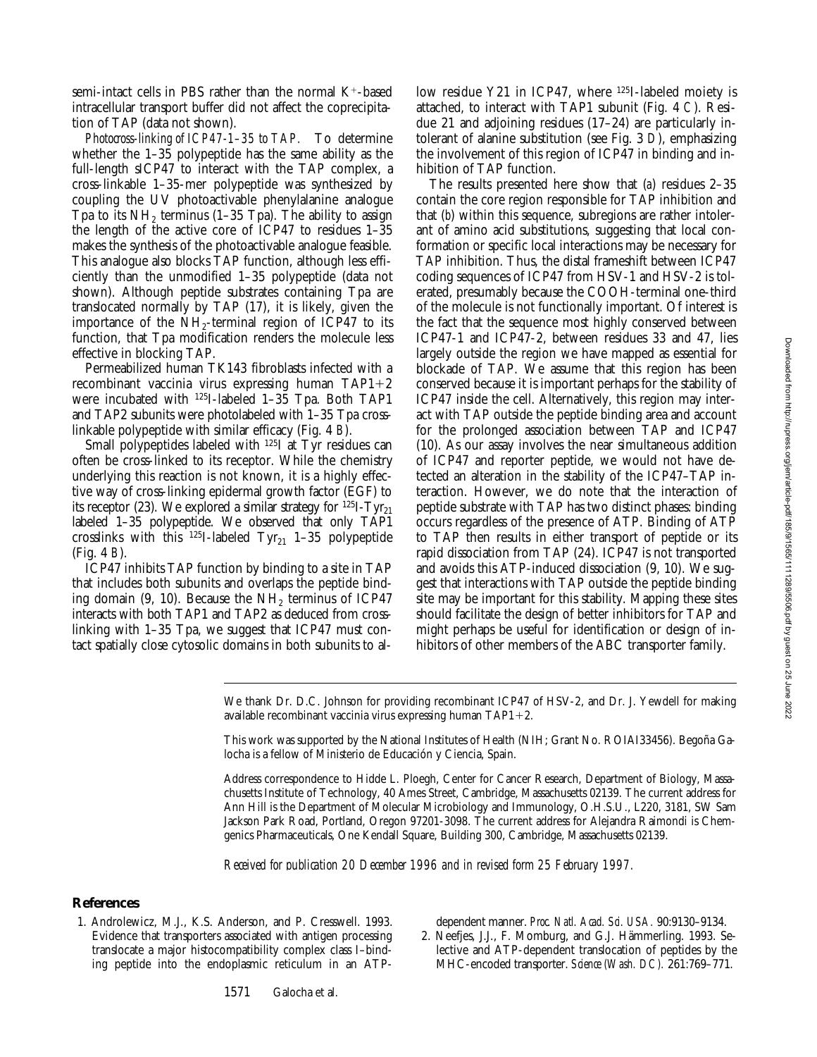semi-intact cells in PBS rather than the normal $K^+$-based intracellular transport buffer did not affect the coprecipitation of TAP (data not shown).

*Photocross-linking of ICP47-1–35 to TAP.* To determine whether the 1–35 polypeptide has the same ability as the full-length sICP47 to interact with the TAP complex, a cross-linkable 1–35-mer polypeptide was synthesized by coupling the UV photoactivable phenylalanine analogue Tpa to its $NH_2$ terminus (1–35 Tpa). The ability to assign the length of the active core of ICP47 to residues 1–35 makes the synthesis of the photoactivable analogue feasible. This analogue also blocks TAP function, although less efficiently than the unmodified 1–35 polypeptide (data not shown). Although peptide substrates containing Tpa are translocated normally by TAP (17), it is likely, given the importance of the $NH_2$-terminal region of ICP47 to its function, that Tpa modification renders the molecule less effective in blocking TAP.

Permeabilized human TK143 fibroblasts infected with a recombinant vaccinia virus expressing human TAP1+2 were incubated with $^{125}$I-labeled 1–35 Tpa. Both TAP1 and TAP2 subunits were photolabeled with 1–35 Tpa cross-linkable polypeptide with similar efficacy (Fig. 4 *B*).

Small polypeptides labeled with $^{125}$I at Tyr residues can often be cross-linked to its receptor. While the chemistry underlying this reaction is not known, it is a highly effective way of cross-linking epidermal growth factor (EGF) to its receptor (23). We explored a similar strategy for $^{125}$I-$Tyr_{21}$ labeled 1–35 polypeptide. We observed that only TAP1 crosslinks with this $^{125}$I-labeled $Tyr_{21}$ 1–35 polypeptide (Fig. 4 *B*).

ICP47 inhibits TAP function by binding to a site in TAP that includes both subunits and overlaps the peptide binding domain (9, 10). Because the $NH_2$ terminus of ICP47 interacts with both TAP1 and TAP2 as deduced from cross-linking with 1–35 Tpa, we suggest that ICP47 must contact spatially close cytosolic domains in both subunits to allow residue Y21 in ICP47, where $^{125}$I-labeled moiety is attached, to interact with TAP1 subunit (Fig. 4 *C*). Residue 21 and adjoining residues (17–24) are particularly intolerant of alanine substitution (see Fig. 3 *D*), emphasizing the involvement of this region of ICP47 in binding and inhibition of TAP function.

The results presented here show that (*a*) residues 2–35 contain the core region responsible for TAP inhibition and that (*b*) within this sequence, subregions are rather intolerant of amino acid substitutions, suggesting that local conformation or specific local interactions may be necessary for TAP inhibition. Thus, the distal frameshift between ICP47 coding sequences of ICP47 from HSV-1 and HSV-2 is tolerated, presumably because the COOH-terminal one-third of the molecule is not functionally important. Of interest is the fact that the sequence most highly conserved between ICP47-1 and ICP47-2, between residues 33 and 47, lies largely outside the region we have mapped as essential for blockade of TAP. We assume that this region has been conserved because it is important perhaps for the stability of ICP47 inside the cell. Alternatively, this region may interact with TAP outside the peptide binding area and account for the prolonged association between TAP and ICP47 (10). As our assay involves the near simultaneous addition of ICP47 and reporter peptide, we would not have detected an alteration in the stability of the ICP47–TAP interaction. However, we do note that the interaction of peptide substrate with TAP has two distinct phases: binding occurs regardless of the presence of ATP. Binding of ATP to TAP then results in either transport of peptide or its rapid dissociation from TAP (24). ICP47 is not transported and avoids this ATP-induced dissociation (9, 10). We suggest that interactions with TAP outside the peptide binding site may be important for this stability. Mapping these sites should facilitate the design of better inhibitors for TAP and might perhaps be useful for identification or design of inhibitors of other members of the ABC transporter family.

We thank Dr. D.C. Johnson for providing recombinant ICP47 of HSV-2, and Dr. J. Yewdell for making available recombinant vaccinia virus expressing human TAP1+2.

This work was supported by the National Institutes of Health (NIH; Grant No. ROIAI33456). Begoña Galocha is a fellow of Ministerio de Educación y Ciencia, Spain.

Address correspondence to Hidde L. Ploegh, Center for Cancer Research, Department of Biology, Massachusetts Institute of Technology, 40 Ames Street, Cambridge, Massachusetts 02139. The current address for Ann Hill is the Department of Molecular Microbiology and Immunology, O.H.S.U., L220, 3181, SW Sam Jackson Park Road, Portland, Oregon 97201-3098. The current address for Alejandra Raimondi is Chemgenics Pharmaceuticals, One Kendall Square, Building 300, Cambridge, Massachusetts 02139.

*Received for publication 20 December 1996 and in revised form 25 February 1997.*

## References

1. Androlewicz, M.J., K.S. Anderson, and P. Cresswell. 1993. Evidence that transporters associated with antigen processing translocate a major histocompatibility complex class I–binding peptide into the endoplasmic reticulum in an ATP-dependent manner. *Proc. Natl. Acad. Sci. USA.* 90:9130–9134.
2. Neefjes, J.J., F. Momburg, and G.J. Hämmerling. 1993. Selective and ATP-dependent translocation of peptides by the MHC-encoded transporter. *Science (Wash. DC).* 261:769–771.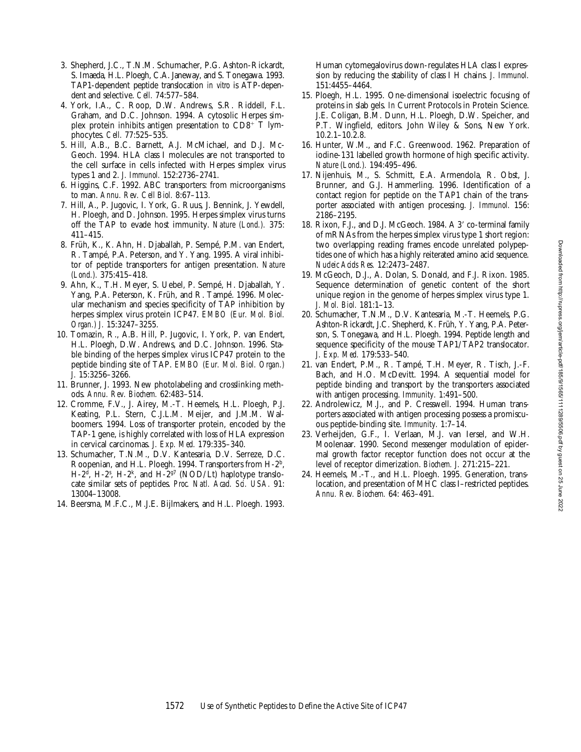3. Shepherd, J.C., T.N.M. Schumacher, P.G. Ashton-Rickardt, S. Imaeda, H.L. Ploegh, C.A. Janeway, and S. Tonegawa. 1993. TAP1-dependent peptide translocation *in vitro* is ATP-dependent and selective. *Cell.* 74:577–584.
4. York, I.A., C. Roop, D.W. Andrews, S.R. Riddell, F.L. Graham, and D.C. Johnson. 1994. A cytosolic Herpes simplex protein inhibits antigen presentation to $CD8^+$ T lymphocytes. *Cell.* 77:525–535.
5. Hill, A.B., B.C. Barnett, A.J. McMichael, and D.J. McGeoch. 1994. HLA class I molecules are not transported to the cell surface in cells infected with Herpes simplex virus types 1 and 2. *J. Immunol.* 152:2736–2741.
6. Higgins, C.F. 1992. ABC transporters: from microorganisms to man. *Annu. Rev. Cell Biol.* 8:67–113.
7. Hill, A., P. Jugovic, I. York, G. Ruus, J. Bennink, J. Yewdell, H. Ploegh, and D. Johnson. 1995. Herpes simplex virus turns off the TAP to evade host immunity. *Nature (Lond.).* 375:411–415.
8. Früh, K., K. Ahn, H. Djaballah, P. Sempé, P.M. van Endert, R. Tampé, P.A. Peterson, and Y. Yang. 1995. A viral inhibitor of peptide transporters for antigen presentation. *Nature (Lond.).* 375:415–418.
9. Ahn, K., T.H. Meyer, S. Uebel, P. Sempé, H. Djaballah, Y. Yang, P.A. Peterson, K. Früh, and R. Tampé. 1996. Molecular mechanism and species specificity of TAP inhibition by herpes simplex virus protein ICP47. *EMBO (Eur. Mol. Biol. Organ.) J.* 15:3247–3255.
10. Tomazin, R., A.B. Hill, P. Jugovic, I. York, P. van Endert, H.L. Ploegh, D.W. Andrews, and D.C. Johnson. 1996. Stable binding of the herpes simplex virus ICP47 protein to the peptide binding site of TAP. *EMBO (Eur. Mol. Biol. Organ.) J.* 15:3256–3266.
11. Brunner, J. 1993. New photolabeling and crosslinking methods. *Annu. Rev. Biochem.* 62:483–514.
12. Cromme, F.V., J. Airey, M.-T. Heemels, H.L. Ploegh, P.J. Keating, P.L. Stern, C.J.L.M. Meijer, and J.M.M. Walboomers. 1994. Loss of transporter protein, encoded by the TAP-1 gene, is highly correlated with loss of HLA expression in cervical carcinomas. *J. Exp. Med.* 179:335–340.
13. Schumacher, T.N.M., D.V. Kantesaria, D.V. Serreze, D.C. Roopenian, and H.L. Ploegh. 1994. Transporters from $H\text{-}2^b$, $H\text{-}2^d$, $H\text{-}2^s$, $H\text{-}2^k$, and $H\text{-}2^{g7}$ (NOD/Lt) haplotype translocate similar sets of peptides. *Proc. Natl. Acad. Sci. USA.* 91:13004–13008.
14. Beersma, M.F.C., M.J.E. Bijlmakers, and H.L. Ploegh. 1993. Human cytomegalovirus down-regulates HLA class I expression by reducing the stability of class I H chains. *J. Immunol.* 151:4455–4464.
15. Ploegh, H.L. 1995. One-dimensional isoelectric focusing of proteins in slab gels. *In* Current Protocols in Protein Science. J.E. Coligan, B.M. Dunn, H.L. Ploegh, D.W. Speicher, and P.T. Wingfield, editors. John Wiley & Sons, New York. 10.2.1–10.2.8.
16. Hunter, W.M., and F.C. Greenwood. 1962. Preparation of iodine-131 labelled growth hormone of high specific activity. *Nature (Lond.).* 194:495–496.
17. Nijenhuis, M., S. Schmitt, E.A. Armendola, R. Obst, J. Brunner, and G.J. Hammerling. 1996. Identification of a contact region for peptide on the TAP1 chain of the transporter associated with antigen processing. *J. Immunol.* 156:2186–2195.
18. Rixon, F.J., and D.J. McGeoch. 1984. A 3′ co-terminal family of mRNAs from the herpes simplex virus type 1 short region: two overlapping reading frames encode unrelated polypeptides one of which has a highly reiterated amino acid sequence. *Nucleic Acids Res.* 12:2473–2487.
19. McGeoch, D.J., A. Dolan, S. Donald, and F.J. Rixon. 1985. Sequence determination of genetic content of the short unique region in the genome of herpes simplex virus type 1. *J. Mol. Biol.* 181:1–13.
20. Schumacher, T.N.M., D.V. Kantesaria, M.-T. Heemels, P.G. Ashton-Rickardt, J.C. Shepherd, K. Früh, Y. Yang, P.A. Peterson, S. Tonegawa, and H.L. Ploegh. 1994. Peptide length and sequence specificity of the mouse TAP1/TAP2 translocator. *J. Exp. Med.* 179:533–540.
21. van Endert, P.M., R. Tampé, T.H. Meyer, R. Tisch, J.-F. Bach, and H.O. McDevitt. 1994. A sequential model for peptide binding and transport by the transporters associated with antigen processing. *Immunity.* 1:491–500.
22. Androlewicz, M.J., and P. Cresswell. 1994. Human transporters associated with antigen processing possess a promiscuous peptide-binding site. *Immunity.* 1:7–14.
23. Verheijden, G.F., I. Verlaan, M.J. van Iersel, and W.H. Moolenaar. 1990. Second messenger modulation of epidermal growth factor receptor function does not occur at the level of receptor dimerization. *Biochem. J.* 271:215–221.
24. Heemels, M.-T., and H.L. Ploegh. 1995. Generation, translocation, and presentation of MHC class I–restricted peptides. *Annu. Rev. Biochem.* 64: 463–491.